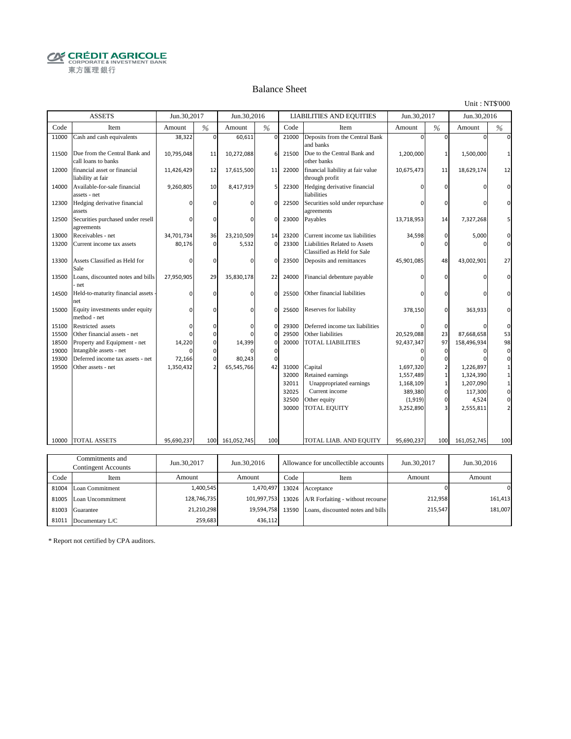CRÉDIT AGRICOLE
CORPORATE & INVESTMENT BANK
東方匯理銀行

# Balance Sheet

Unit : NT$'000

| ASSETS | | Jun.30,2017 | | Jun.30,2016 | | LIABILITIES AND EQUITIES | | Jun.30,2017 | | Jun.30,2016 | |
|---|---|---|---|---|---|---|---|---|---|---|---|
| Code | Item | Amount | % | Amount | % | Code | Item | Amount | % | Amount | % |
| 11000 | Cash and cash equivalents | 38,322 | 0 | 60,611 | 0 | 21000 | Deposits from the Central Bank and banks | 0 | 0 | 0 | 0 |
| 11500 | Due from the Central Bank and call loans to banks | 10,795,048 | 11 | 10,272,088 | 6 | 21500 | Due to the Central Bank and other banks | 1,200,000 | 1 | 1,500,000 | 1 |
| 12000 | financial asset or financial liability at fair | 11,426,429 | 12 | 17,615,500 | 11 | 22000 | financial liability at fair value through profit | 10,675,473 | 11 | 18,629,174 | 12 |
| 14000 | Available-for-sale financial assets - net | 9,260,805 | 10 | 8,417,919 | 5 | 22300 | Hedging derivative financial liabilities | 0 | 0 | 0 | 0 |
| 12300 | Hedging derivative financial assets | 0 | 0 | 0 | 0 | 22500 | Securities sold under repurchase agreements | 0 | 0 | 0 | 0 |
| 12500 | Securities purchased under resell agreements | 0 | 0 | 0 | 0 | 23000 | Payables | 13,718,953 | 14 | 7,327,268 | 5 |
| 13000 | Receivables - net | 34,701,734 | 36 | 23,210,509 | 14 | 23200 | Current income tax liabilities | 34,598 | 0 | 5,000 | 0 |
| 13200 | Current income tax assets | 80,176 | 0 | 5,532 | 0 | 23300 | Liabilities Related to Assets Classified as Held for Sale | 0 | 0 | 0 | 0 |
| 13300 | Assets Classified as Held for Sale | 0 | 0 | 0 | 0 | 23500 | Deposits and remittances | 45,901,085 | 48 | 43,002,901 | 27 |
| 13500 | Loans, discounted notes and bills - net | 27,950,905 | 29 | 35,830,178 | 22 | 24000 | Financial debenture payable | 0 | 0 | 0 | 0 |
| 14500 | Held-to-maturity financial assets - net | 0 | 0 | 0 | 0 | 25500 | Other financial liabilities | 0 | 0 | 0 | 0 |
| 15000 | Equity investments under equity method - net | 0 | 0 | 0 | 0 | 25600 | Reserves for liability | 378,150 | 0 | 363,933 | 0 |
| 15100 | Restricted assets | 0 | 0 | 0 | 0 | 29300 | Deferred income tax liabilities | 0 | 0 | 0 | 0 |
| 15500 | Other financial assets - net | 0 | 0 | 0 | 0 | 29500 | Other liabilities | 20,529,088 | 23 | 87,668,658 | 53 |
| 18500 | Property and Equipment - net | 14,220 | 0 | 14,399 | 0 | 20000 | TOTAL LIABILITIES | 92,437,347 | 97 | 158,496,934 | 98 |
| 19000 | Intangible assets - net | 0 | 0 | 0 | 0 | | | 0 | 0 | 0 | 0 |
| 19300 | Deferred income tax assets - net | 72,166 | 0 | 80,243 | 0 | | | 0 | 0 | 0 | 0 |
| 19500 | Other assets - net | 1,350,432 | 2 | 65,545,766 | 42 | 31000 | Capital | 1,697,320 | 2 | 1,226,897 | 1 |
| | | | | | | 32000 | Retained earnings | 1,557,489 | 1 | 1,324,390 | 1 |
| | | | | | | 32011 | Unappropriated earnings | 1,168,109 | 1 | 1,207,090 | 1 |
| | | | | | | 32025 | Current income | 389,380 | 0 | 117,300 | 0 |
| | | | | | | 32500 | Other equity | (1,919) | 0 | 4,524 | 0 |
| | | | | | | 30000 | TOTAL EQUITY | 3,252,890 | 3 | 2,555,811 | 2 |
| 10000 | TOTAL ASSETS | 95,690,237 | 100 | 161,052,745 | 100 | | TOTAL LIAB. AND EQUITY | 95,690,237 | 100 | 161,052,745 | 100 |

| Commitments and Contingent Accounts | | Jun.30,2017 | Jun.30,2016 | Allowance for uncollectible accounts | | Jun.30,2017 | Jun.30,2016 |
|---|---|---|---|---|---|---|---|
| Code | Item | Amount | Amount | Code | Item | Amount | Amount |
| 81004 | Loan Commitment | 1,400,545 | 1,470,497 | 13024 | Acceptance | 0 | 0 |
| 81005 | Loan Uncommitment | 128,746,735 | 101,997,753 | 13026 | A/R Forfaiting - without recourse | 212,958 | 161,413 |
| 81003 | Guarantee | 21,210,298 | 19,594,758 | 13590 | Loans, discounted notes and bills | 215,547 | 181,007 |
| 81011 | Documentary L/C | 259,683 | 436,112 | | | | |

* Report not certified by CPA auditors.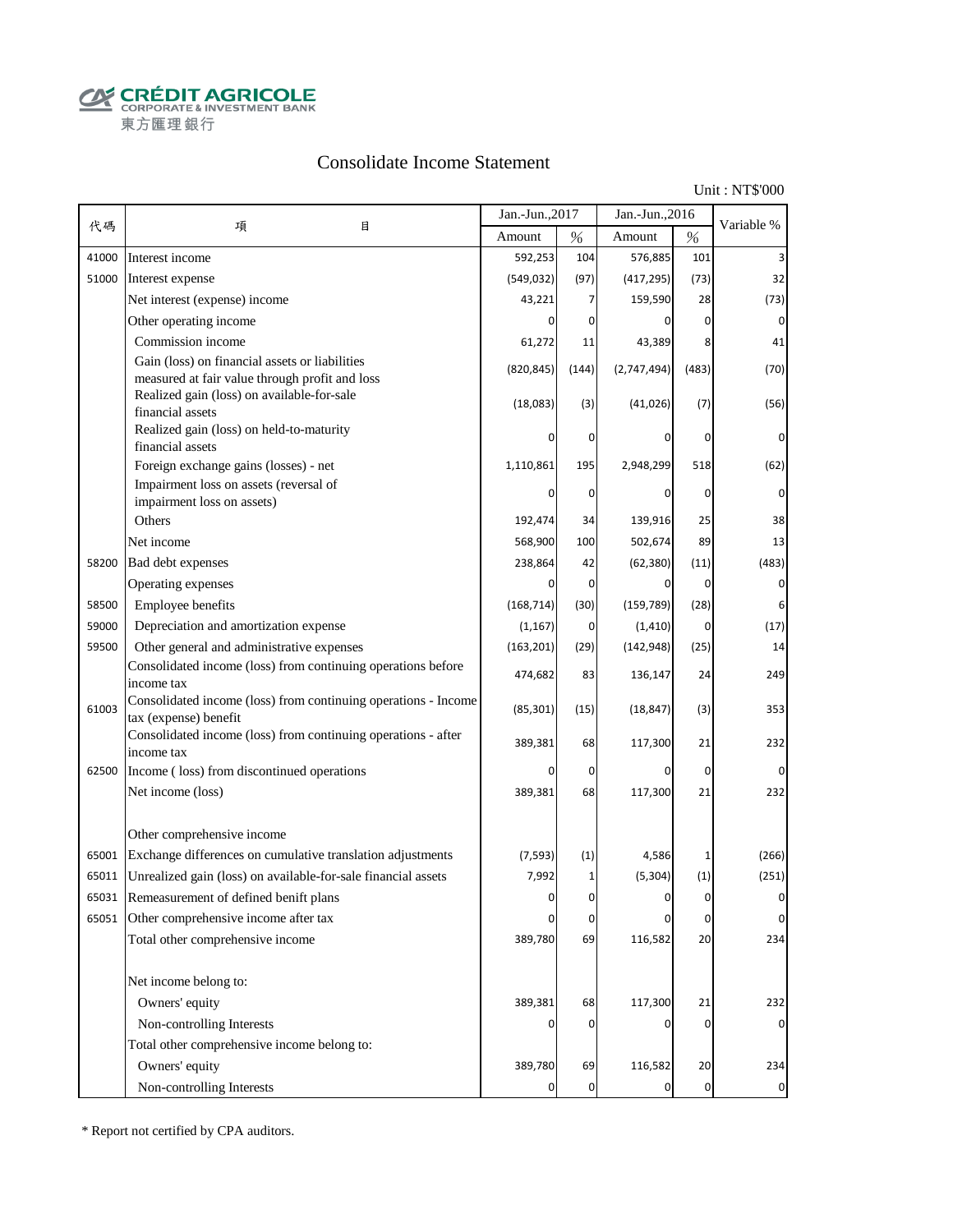CRÉDIT AGRICOLE
CORPORATE & INVESTMENT BANK
東方匯理銀行

# Consolidate Income Statement

Unit : NT$'000

| 代碼 | 項　　　目 | Jan.-Jun.,2017 | | Jan.-Jun.,2016 | | Variable % |
|---|---|---|---|---|---|---|
| | | Amount | % | Amount | % | |
| 41000 | Interest income | 592,253 | 104 | 576,885 | 101 | 3 |
| 51000 | Interest expense | (549,032) | (97) | (417,295) | (73) | 32 |
| | Net interest (expense) income | 43,221 | 7 | 159,590 | 28 | (73) |
| | Other operating income | 0 | 0 | 0 | 0 | 0 |
| | Commission income | 61,272 | 11 | 43,389 | 8 | 41 |
| | Gain (loss) on financial assets or liabilities measured at fair value through profit and loss | (820,845) | (144) | (2,747,494) | (483) | (70) |
| | Realized gain (loss) on available-for-sale financial assets | (18,083) | (3) | (41,026) | (7) | (56) |
| | Realized gain (loss) on held-to-maturity financial assets | 0 | 0 | 0 | 0 | 0 |
| | Foreign exchange gains (losses) - net | 1,110,861 | 195 | 2,948,299 | 518 | (62) |
| | Impairment loss on assets (reversal of impairment loss on assets) | 0 | 0 | 0 | 0 | 0 |
| | Others | 192,474 | 34 | 139,916 | 25 | 38 |
| | Net income | 568,900 | 100 | 502,674 | 89 | 13 |
| 58200 | Bad debt expenses | 238,864 | 42 | (62,380) | (11) | (483) |
| | Operating expenses | 0 | 0 | 0 | 0 | 0 |
| 58500 | Employee benefits | (168,714) | (30) | (159,789) | (28) | 6 |
| 59000 | Depreciation and amortization expense | (1,167) | 0 | (1,410) | 0 | (17) |
| 59500 | Other general and administrative expenses | (163,201) | (29) | (142,948) | (25) | 14 |
| | Consolidated income (loss) from continuing operations before income tax | 474,682 | 83 | 136,147 | 24 | 249 |
| 61003 | Consolidated income (loss) from continuing operations - Income tax (expense) benefit | (85,301) | (15) | (18,847) | (3) | 353 |
| | Consolidated income (loss) from continuing operations - after income tax | 389,381 | 68 | 117,300 | 21 | 232 |
| 62500 | Income ( loss) from discontinued operations | 0 | 0 | 0 | 0 | 0 |
| | Net income (loss) | 389,381 | 68 | 117,300 | 21 | 232 |
| | Other comprehensive income | | | | | |
| 65001 | Exchange differences on cumulative translation adjustments | (7,593) | (1) | 4,586 | 1 | (266) |
| 65011 | Unrealized gain (loss) on available-for-sale financial assets | 7,992 | 1 | (5,304) | (1) | (251) |
| 65031 | Remeasurement of defined benift plans | 0 | 0 | 0 | 0 | 0 |
| 65051 | Other comprehensive income after tax | 0 | 0 | 0 | 0 | 0 |
| | Total other comprehensive income | 389,780 | 69 | 116,582 | 20 | 234 |
| | Net income belong to: | | | | | |
| | Owners' equity | 389,381 | 68 | 117,300 | 21 | 232 |
| | Non-controlling Interests | 0 | 0 | 0 | 0 | 0 |
| | Total other comprehensive income belong to: | | | | | |
| | Owners' equity | 389,780 | 69 | 116,582 | 20 | 234 |
| | Non-controlling Interests | 0 | 0 | 0 | 0 | 0 |

* Report not certified by CPA auditors.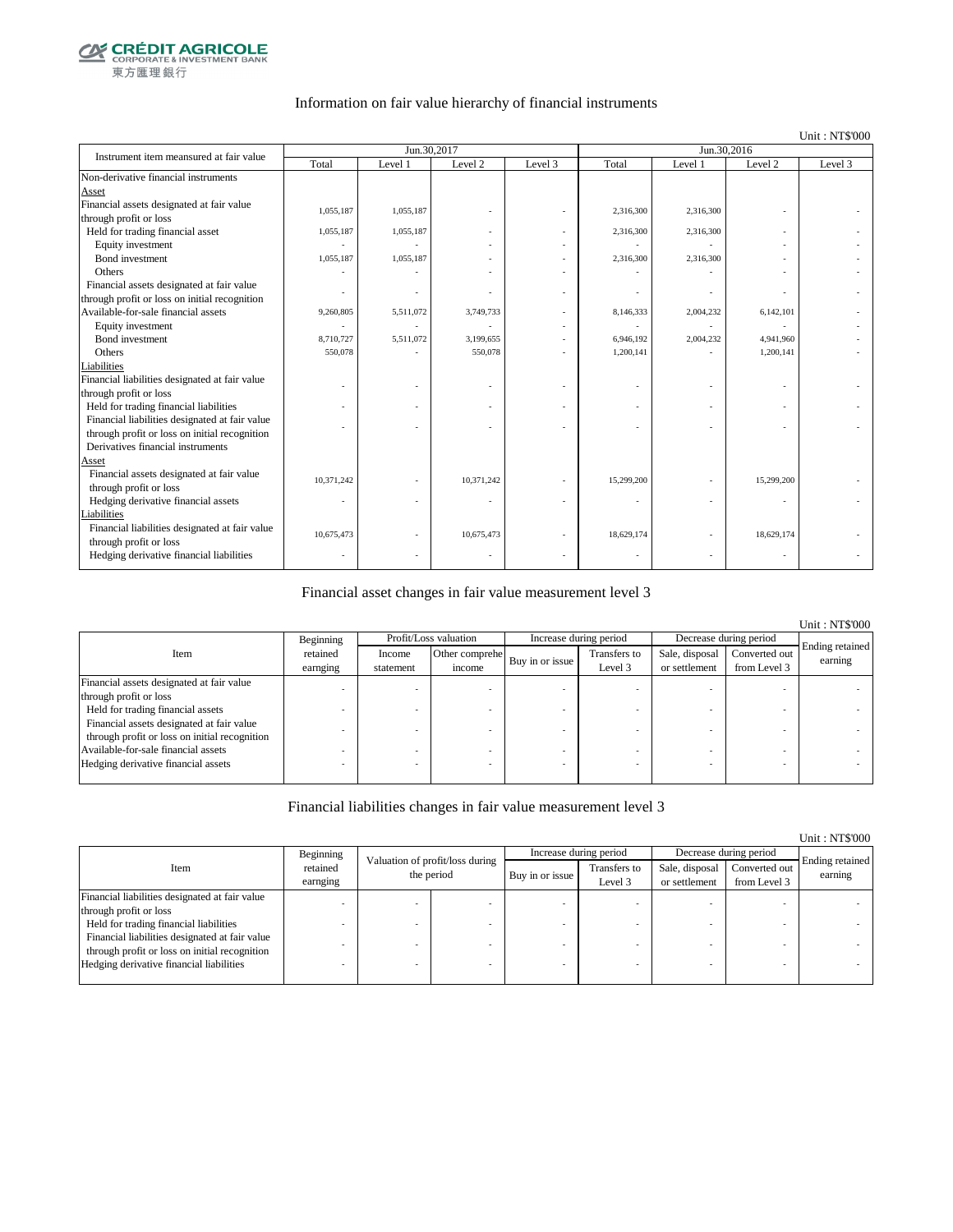# Information on fair value hierarchy of financial instruments

Unit : NT$'000

| Instrument item measured at fair value | Jun.30,2017 | | | | Jun.30,2016 | | | |
|---|---|---|---|---|---|---|---|---|
| | Total | Level 1 | Level 2 | Level 3 | Total | Level 1 | Level 2 | Level 3 |
| Non-derivative financial instruments | | | | | | | | |
| Asset | | | | | | | | |
| Financial assets designated at fair value through profit or loss | 1,055,187 | 1,055,187 | - | - | 2,316,300 | 2,316,300 | - | - |
| Held for trading financial asset | 1,055,187 | 1,055,187 | - | - | 2,316,300 | 2,316,300 | - | - |
| Equity investment | - | - | - | - | - | - | - | - |
| Bond investment | 1,055,187 | 1,055,187 | - | - | 2,316,300 | 2,316,300 | - | - |
| Others | - | - | - | - | - | - | - | - |
| Financial assets designated at fair value through profit or loss on initial recognition | - | - | - | - | - | - | - | - |
| Available-for-sale financial assets | 9,260,805 | 5,511,072 | 3,749,733 | - | 8,146,333 | 2,004,232 | 6,142,101 | - |
| Equity investment | - | - | - | - | - | - | - | - |
| Bond investment | 8,710,727 | 5,511,072 | 3,199,655 | - | 6,946,192 | 2,004,232 | 4,941,960 | - |
| Others | 550,078 | - | 550,078 | - | 1,200,141 | - | 1,200,141 | - |
| Liabilities | | | | | | | | |
| Financial liabilities designated at fair value through profit or loss | - | - | - | - | - | - | - | - |
| Held for trading financial liabilities | - | - | - | - | - | - | - | - |
| Financial liabilities designated at fair value through profit or loss on initial recognition | - | - | - | - | - | - | - | - |
| Derivatives financial instruments | | | | | | | | |
| Asset | | | | | | | | |
| Financial assets designated at fair value through profit or loss | 10,371,242 | - | 10,371,242 | - | 15,299,200 | - | 15,299,200 | - |
| Hedging derivative financial assets | - | - | - | - | - | - | - | - |
| Liabilities | | | | | | | | |
| Financial liabilities designated at fair value through profit or loss | 10,675,473 | - | 10,675,473 | - | 18,629,174 | - | 18,629,174 | - |
| Hedging derivative financial liabilities | - | - | - | - | - | - | - | - |

# Financial asset changes in fair value measurement level 3

Unit : NT$'000

| Item | Beginning retained earnging | Profit/Loss valuation | | Increase during period | | Decrease during period | | Ending retained earning |
|---|---|---|---|---|---|---|---|---|
| | | Income statement | Other comprehe income | Buy in or issue | Transfers to Level 3 | Sale, disposal or settlement | Converted out from Level 3 | |
| Financial assets designated at fair value through profit or loss | - | - | - | - | - | - | - | - |
| Held for trading financial assets | - | - | - | - | - | - | - | - |
| Financial assets designated at fair value through profit or loss on initial recognition | - | - | - | - | - | - | - | - |
| Available-for-sale financial assets | - | - | - | - | - | - | - | - |
| Hedging derivative financial assets | - | - | - | - | - | - | - | - |

# Financial liabilities changes in fair value measurement level 3

Unit : NT$'000

| Item | Beginning retained earnging | Valuation of profit/loss during the period | | Increase during period | | Decrease during period | | Ending retained earning |
|---|---|---|---|---|---|---|---|---|
| | | | | Buy in or issue | Transfers to Level 3 | Sale, disposal or settlement | Converted out from Level 3 | |
| Financial liabilities designated at fair value through profit or loss | - | - | - | - | - | - | - | - |
| Held for trading financial liabilities | - | - | - | - | - | - | - | - |
| Financial liabilities designated at fair value through profit or loss on initial recognition | - | - | - | - | - | - | - | - |
| Hedging derivative financial liabilities | - | - | - | - | - | - | - | - |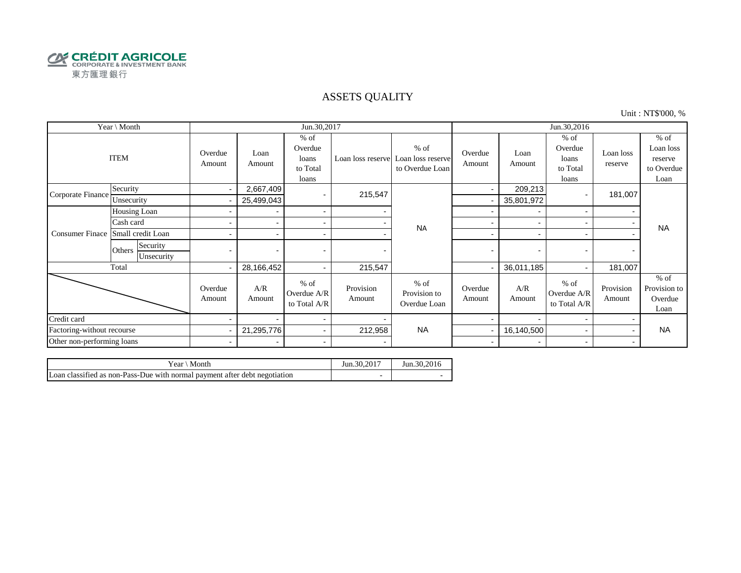CRÉDIT AGRICOLE
CORPORATE & INVESTMENT BANK
東方匯理銀行

# ASSETS QUALITY

Unit : NT$'000, %

| Year \ Month | | | Jun.30,2017 | | | | | Jun.30,2016 | | | | |
|---|---|---|---|---|---|---|---|---|---|---|---|---|
| ITEM | | | Overdue Amount | Loan Amount | % of Overdue loans to Total loans | Loan loss reserve | % of Loan loss reserve to Overdue Loan | Overdue Amount | Loan Amount | % of Overdue loans to Total loans | Loan loss reserve | % of Loan loss reserve to Overdue Loan |
| Corporate Finance | Security | | - | 2,667,409 | - | 215,547 | NA | - | 209,213 | - | 181,007 | NA |
| | Unsecurity | | - | 25,499,043 | | | | - | 35,801,972 | | | |
| Consumer Finace | Housing Loan | | - | - | - | - | | - | - | - | - | |
| | Cash card | | - | - | - | - | | - | - | - | - | |
| | Small credit Loan | | - | - | - | - | | - | - | - | - | |
| | Others | Security | - | - | - | - | | - | - | - | - | |
| | | Unsecurity | | | | | | | | | | |
| Total | | | - | 28,166,452 | - | 215,547 | | - | 36,011,185 | - | 181,007 | |
| | | | Overdue Amount | A/R Amount | % of Overdue A/R to Total A/R | Provision Amount | % of Provision to Overdue Loan | Overdue Amount | A/R Amount | % of Overdue A/R to Total A/R | Provision Amount | % of Provision to Overdue Loan |
| Credit card | | | - | - | - | - | NA | - | - | - | - | NA |
| Factoring-without recourse | | | - | 21,295,776 | - | 212,958 | | - | 16,140,500 | - | - | |
| Other non-performing loans | | | - | - | - | - | | - | - | - | - | |

| Year \ Month | Jun.30,2017 | Jun.30,2016 |
|---|---|---|
| Loan classified as non-Pass-Due with normal payment after debt negotiation | - | - |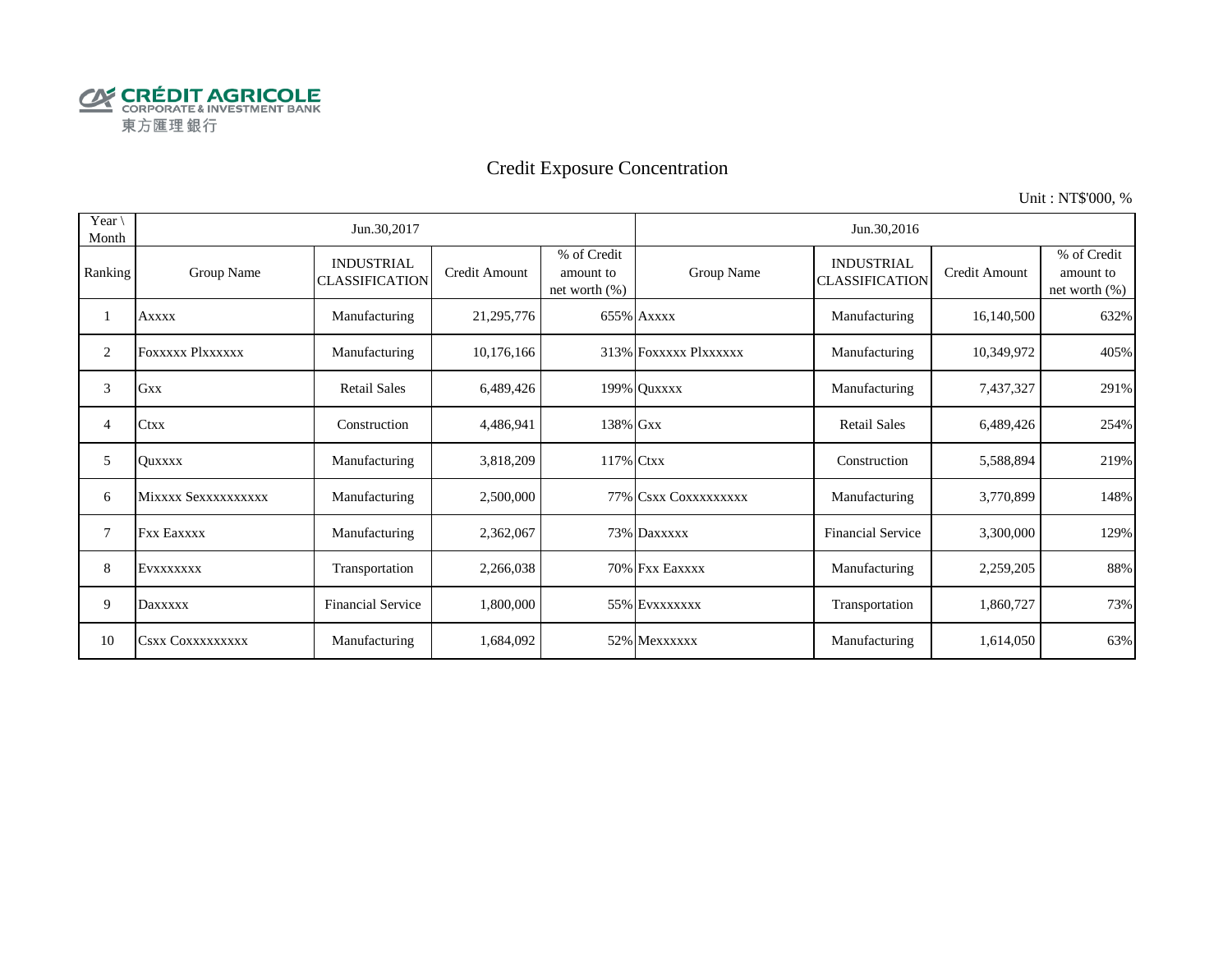CRÉDIT AGRICOLE
CORPORATE & INVESTMENT BANK
東方匯理銀行

# Credit Exposure Concentration

Unit : NT$'000, %

| Year \ Month | Jun.30,2017 | | | | Jun.30,2016 | | | |
|---|---|---|---|---|---|---|---|---|
| Ranking | Group Name | INDUSTRIAL CLASSIFICATION | Credit Amount | % of Credit amount to net worth (%) | Group Name | INDUSTRIAL CLASSIFICATION | Credit Amount | % of Credit amount to net worth (%) |
| 1 | Axxxx | Manufacturing | 21,295,776 | 655% | Axxxx | Manufacturing | 16,140,500 | 632% |
| 2 | Foxxxxx Plxxxxxx | Manufacturing | 10,176,166 | 313% | Foxxxxx Plxxxxxx | Manufacturing | 10,349,972 | 405% |
| 3 | Gxx | Retail Sales | 6,489,426 | 199% | Quxxxx | Manufacturing | 7,437,327 | 291% |
| 4 | Ctxx | Construction | 4,486,941 | 138% | Gxx | Retail Sales | 6,489,426 | 254% |
| 5 | Quxxxx | Manufacturing | 3,818,209 | 117% | Ctxx | Construction | 5,588,894 | 219% |
| 6 | Mixxxx Sexxxxxxxxxxx | Manufacturing | 2,500,000 | 77% | Csxx Coxxxxxxxxxx | Manufacturing | 3,770,899 | 148% |
| 7 | Fxx Eaxxxx | Manufacturing | 2,362,067 | 73% | Daxxxxx | Financial Service | 3,300,000 | 129% |
| 8 | Evxxxxxxx | Transportation | 2,266,038 | 70% | Fxx Eaxxxx | Manufacturing | 2,259,205 | 88% |
| 9 | Daxxxxx | Financial Service | 1,800,000 | 55% | Evxxxxxxx | Transportation | 1,860,727 | 73% |
| 10 | Csxx Coxxxxxxxxxx | Manufacturing | 1,684,092 | 52% | Mexxxxxx | Manufacturing | 1,614,050 | 63% |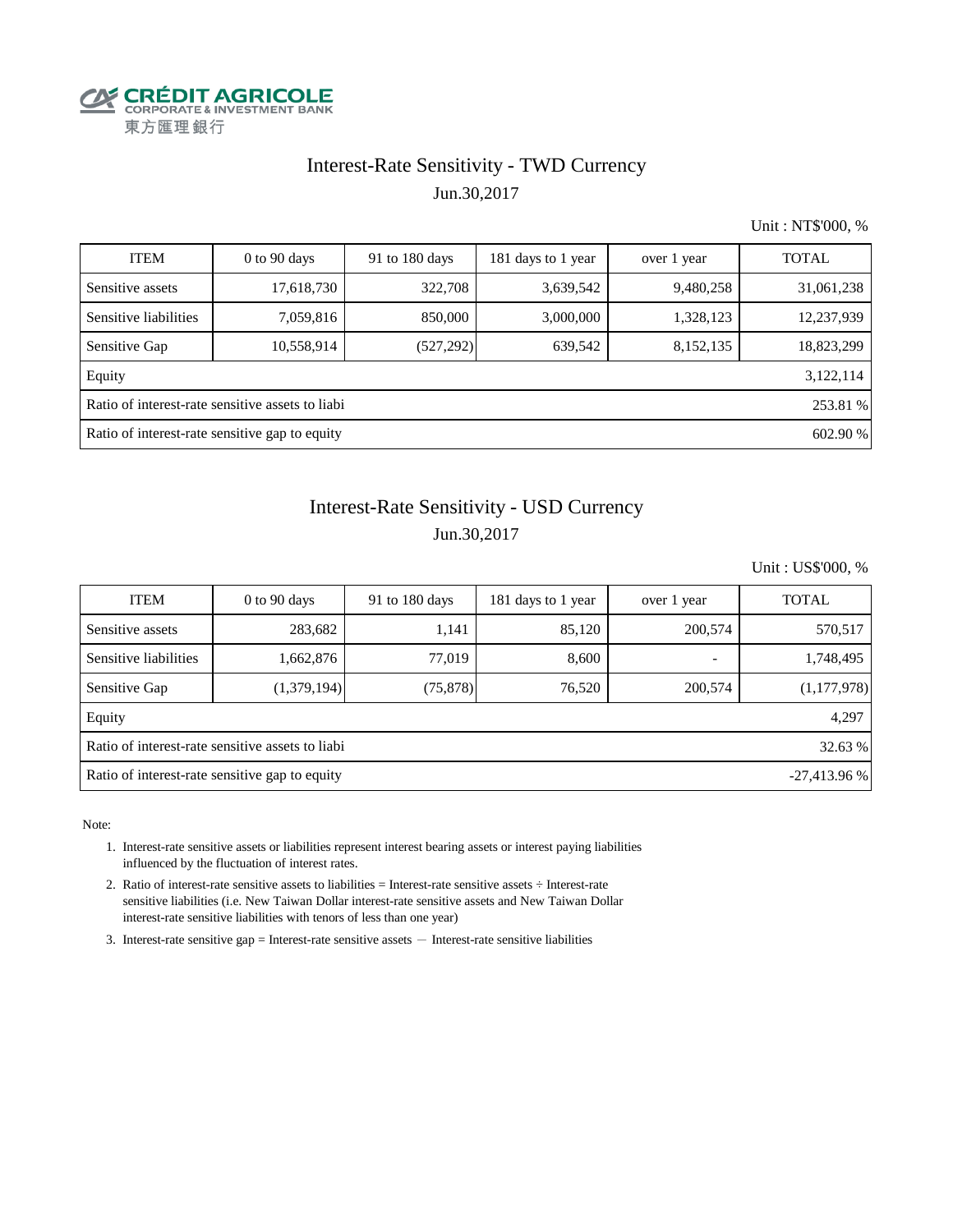CRÉDIT AGRICOLE
CORPORATE & INVESTMENT BANK
東方匯理銀行

## Interest-Rate Sensitivity - TWD Currency

Jun.30,2017

Unit : NT$'000, %

| ITEM | 0 to 90 days | 91 to 180 days | 181 days to 1 year | over 1 year | TOTAL |
|---|---|---|---|---|---|
| Sensitive assets | 17,618,730 | 322,708 | 3,639,542 | 9,480,258 | 31,061,238 |
| Sensitive liabilities | 7,059,816 | 850,000 | 3,000,000 | 1,328,123 | 12,237,939 |
| Sensitive Gap | 10,558,914 | (527,292) | 639,542 | 8,152,135 | 18,823,299 |
| Equity | | | | | 3,122,114 |
| Ratio of interest-rate sensitive assets to liabi | | | | | 253.81 % |
| Ratio of interest-rate sensitive gap to equity | | | | | 602.90 % |

## Interest-Rate Sensitivity - USD Currency

Jun.30,2017

Unit : US$'000, %

| ITEM | 0 to 90 days | 91 to 180 days | 181 days to 1 year | over 1 year | TOTAL |
|---|---|---|---|---|---|
| Sensitive assets | 283,682 | 1,141 | 85,120 | 200,574 | 570,517 |
| Sensitive liabilities | 1,662,876 | 77,019 | 8,600 | - | 1,748,495 |
| Sensitive Gap | (1,379,194) | (75,878) | 76,520 | 200,574 | (1,177,978) |
| Equity | | | | | 4,297 |
| Ratio of interest-rate sensitive assets to liabi | | | | | 32.63 % |
| Ratio of interest-rate sensitive gap to equity | | | | | -27,413.96 % |

Note:

1. Interest-rate sensitive assets or liabilities represent interest bearing assets or interest paying liabilities influenced by the fluctuation of interest rates.
2. Ratio of interest-rate sensitive assets to liabilities = Interest-rate sensitive assets ÷ Interest-rate sensitive liabilities (i.e. New Taiwan Dollar interest-rate sensitive assets and New Taiwan Dollar interest-rate sensitive liabilities with tenors of less than one year)
3. Interest-rate sensitive gap = Interest-rate sensitive assets — Interest-rate sensitive liabilities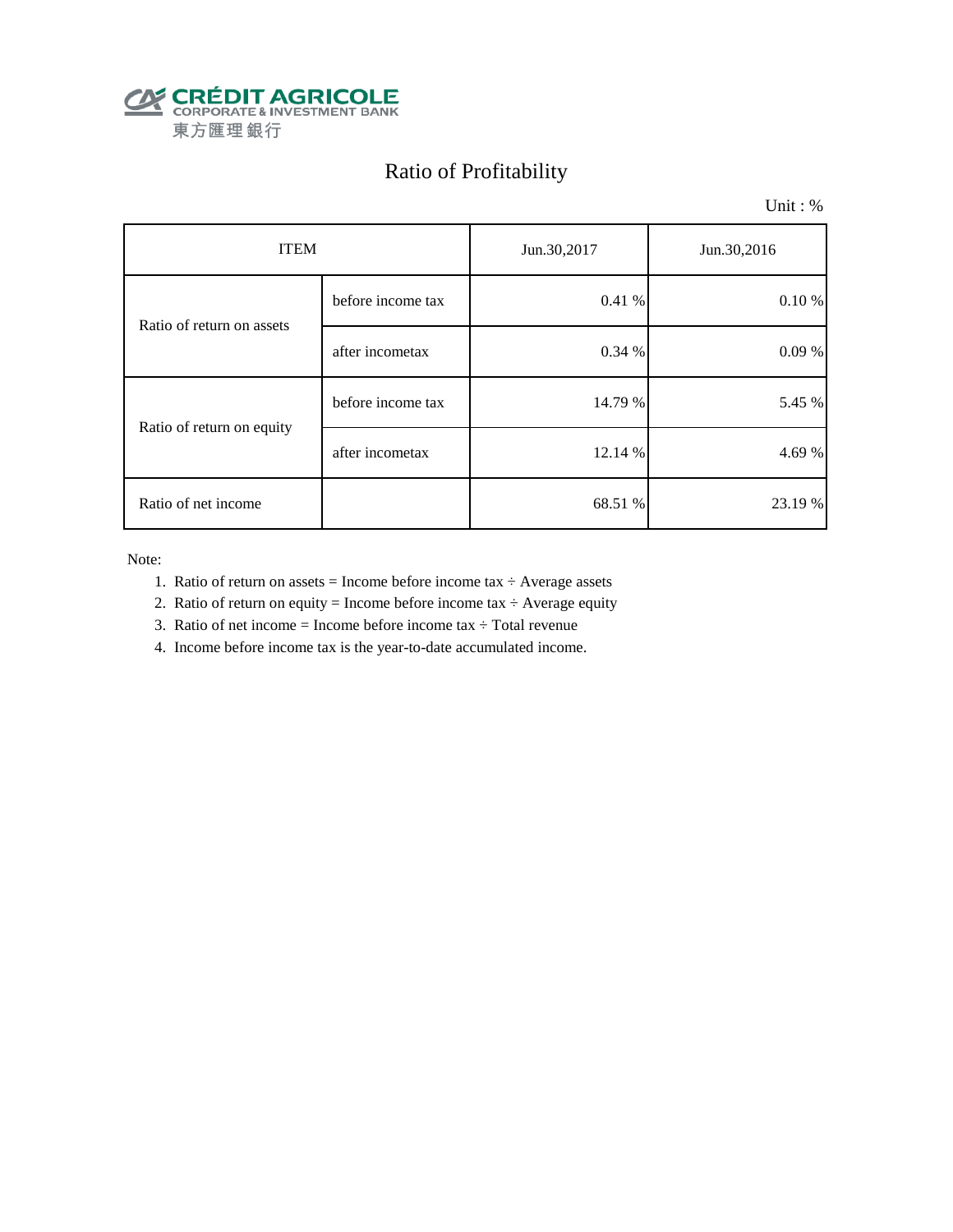CRÉDIT AGRICOLE
CORPORATE & INVESTMENT BANK
東方匯理銀行

# Ratio of Profitability

Unit : %

| ITEM | | Jun.30,2017 | Jun.30,2016 |
|---|---|---|---|
| Ratio of return on assets | before income tax | 0.41 % | 0.10 % |
| | after incometax | 0.34 % | 0.09 % |
| Ratio of return on equity | before income tax | 14.79 % | 5.45 % |
| | after incometax | 12.14 % | 4.69 % |
| Ratio of net income | | 68.51 % | 23.19 % |

Note:

1. Ratio of return on assets = Income before income tax ÷ Average assets
2. Ratio of return on equity = Income before income tax ÷ Average equity
3. Ratio of net income = Income before income tax ÷ Total revenue
4. Income before income tax is the year-to-date accumulated income.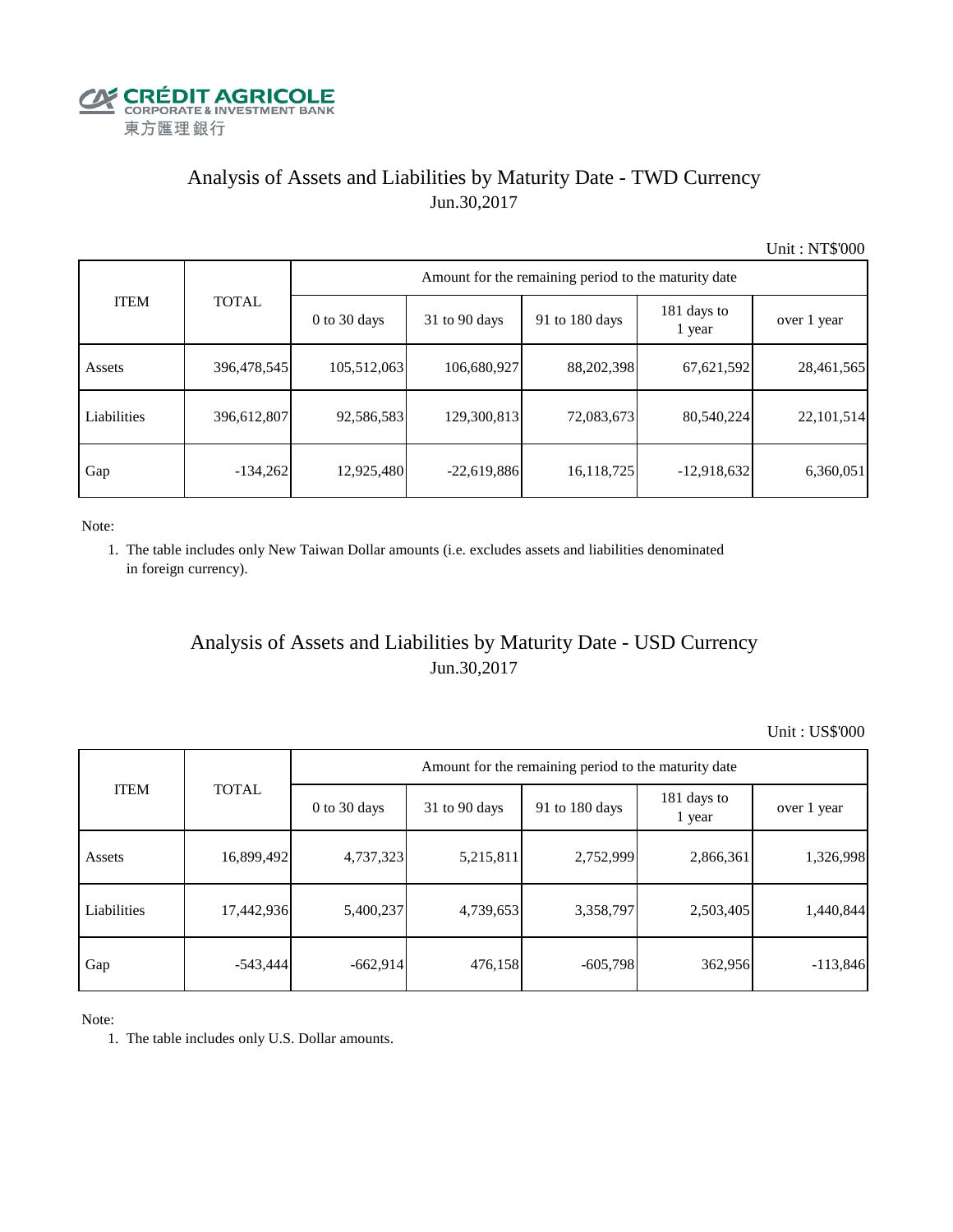CRÉDIT AGRICOLE
CORPORATE & INVESTMENT BANK
東方匯理銀行

## Analysis of Assets and Liabilities by Maturity Date - TWD Currency
Jun.30,2017

Unit : NT$'000

| ITEM | TOTAL | Amount for the remaining period to the maturity date | | | | |
|---|---|---|---|---|---|---|
| | | 0 to 30 days | 31 to 90 days | 91 to 180 days | 181 days to 1 year | over 1 year |
| Assets | 396,478,545 | 105,512,063 | 106,680,927 | 88,202,398 | 67,621,592 | 28,461,565 |
| Liabilities | 396,612,807 | 92,586,583 | 129,300,813 | 72,083,673 | 80,540,224 | 22,101,514 |
| Gap | -134,262 | 12,925,480 | -22,619,886 | 16,118,725 | -12,918,632 | 6,360,051 |

Note:

1. The table includes only New Taiwan Dollar amounts (i.e. excludes assets and liabilities denominated in foreign currency).

## Analysis of Assets and Liabilities by Maturity Date - USD Currency
Jun.30,2017

Unit : US$'000

| ITEM | TOTAL | Amount for the remaining period to the maturity date | | | | |
|---|---|---|---|---|---|---|
| | | 0 to 30 days | 31 to 90 days | 91 to 180 days | 181 days to 1 year | over 1 year |
| Assets | 16,899,492 | 4,737,323 | 5,215,811 | 2,752,999 | 2,866,361 | 1,326,998 |
| Liabilities | 17,442,936 | 5,400,237 | 4,739,653 | 3,358,797 | 2,503,405 | 1,440,844 |
| Gap | -543,444 | -662,914 | 476,158 | -605,798 | 362,956 | -113,846 |

Note:

1. The table includes only U.S. Dollar amounts.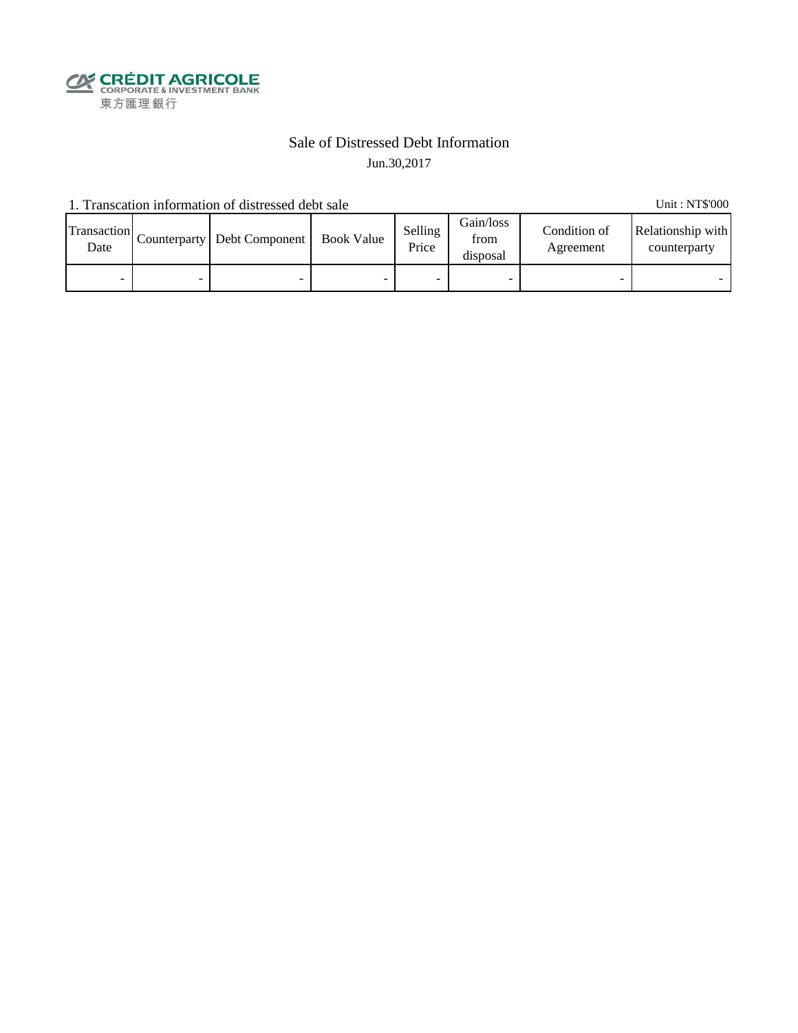CRÉDIT AGRICOLE
CORPORATE & INVESTMENT BANK
東方匯理銀行

# Sale of Distressed Debt Information

Jun.30,2017

1. Transcation information of distressed debt sale

Unit : NT$'000

| Transaction Date | Counterparty | Debt Component | Book Value | Selling Price | Gain/loss from disposal | Condition of Agreement | Relationship with counterparty |
|---|---|---|---|---|---|---|---|
| - | - | - | - | - | - | - | - |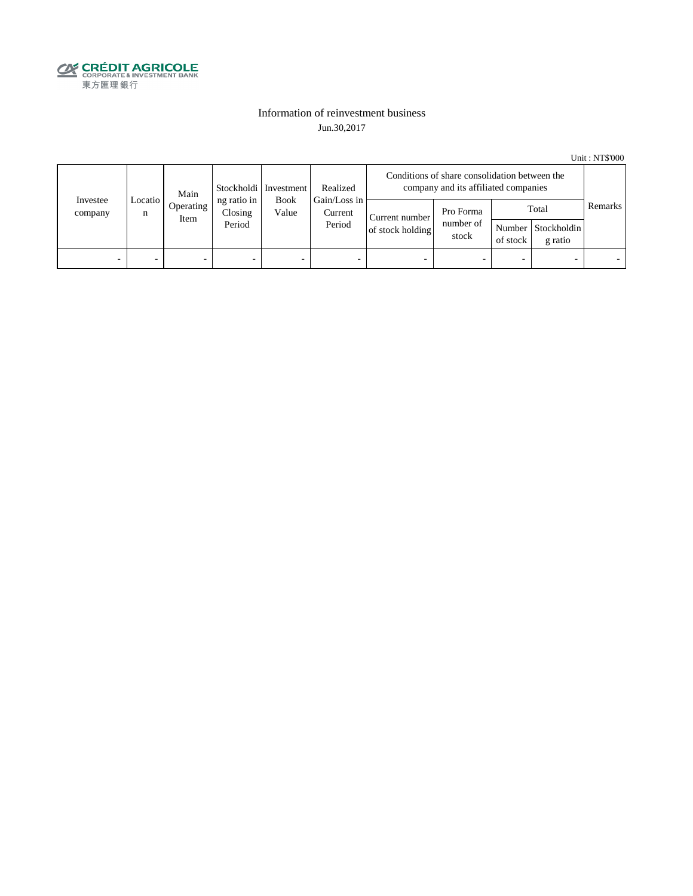CRÉDIT AGRICOLE
CORPORATE & INVESTMENT BANK
東方匯理銀行

# Information of reinvestment business

Jun.30,2017

Unit : NT$'000

| Investee company | Location | Main Operating Item | Stockholding ratio in Closing Period | Investment Book Value | Realized Gain/Loss in Current Period | Conditions of share consolidation between the company and its affiliated companies | | | | Remarks |
|---|---|---|---|---|---|---|---|---|---|---|
| | | | | | | Current number of stock holding | Pro Forma number of stock | Total | | |
| | | | | | | | | Number of stock | Stockholding ratio | |
| - | - | - | - | - | - | - | - | - | - | - |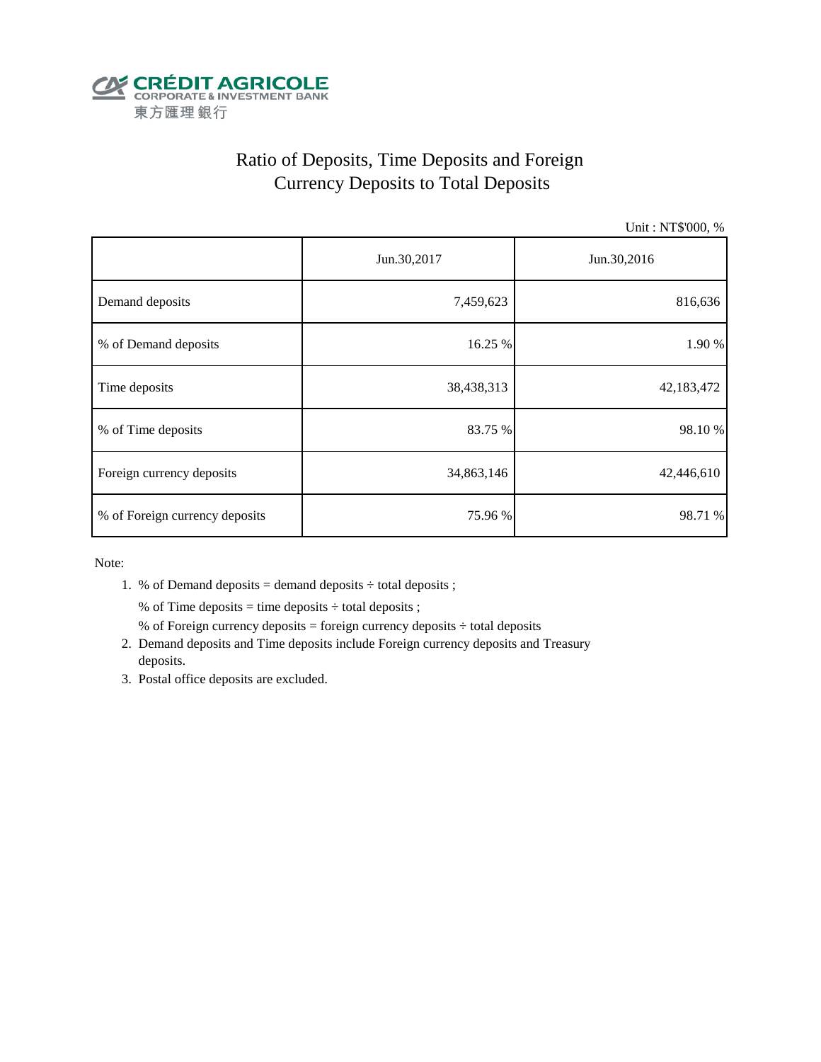CRÉDIT AGRICOLE
CORPORATE & INVESTMENT BANK
東方匯理銀行

# Ratio of Deposits, Time Deposits and Foreign Currency Deposits to Total Deposits

Unit : NT$'000, %

| | Jun.30,2017 | Jun.30,2016 |
|---|---|---|
| Demand deposits | 7,459,623 | 816,636 |
| % of Demand deposits | 16.25 % | 1.90 % |
| Time deposits | 38,438,313 | 42,183,472 |
| % of Time deposits | 83.75 % | 98.10 % |
| Foreign currency deposits | 34,863,146 | 42,446,610 |
| % of Foreign currency deposits | 75.96 % | 98.71 % |

Note:

1. % of Demand deposits = demand deposits ÷ total deposits ;

   % of Time deposits = time deposits ÷ total deposits ;

   % of Foreign currency deposits = foreign currency deposits ÷ total deposits
2. Demand deposits and Time deposits include Foreign currency deposits and Treasury deposits.
3. Postal office deposits are excluded.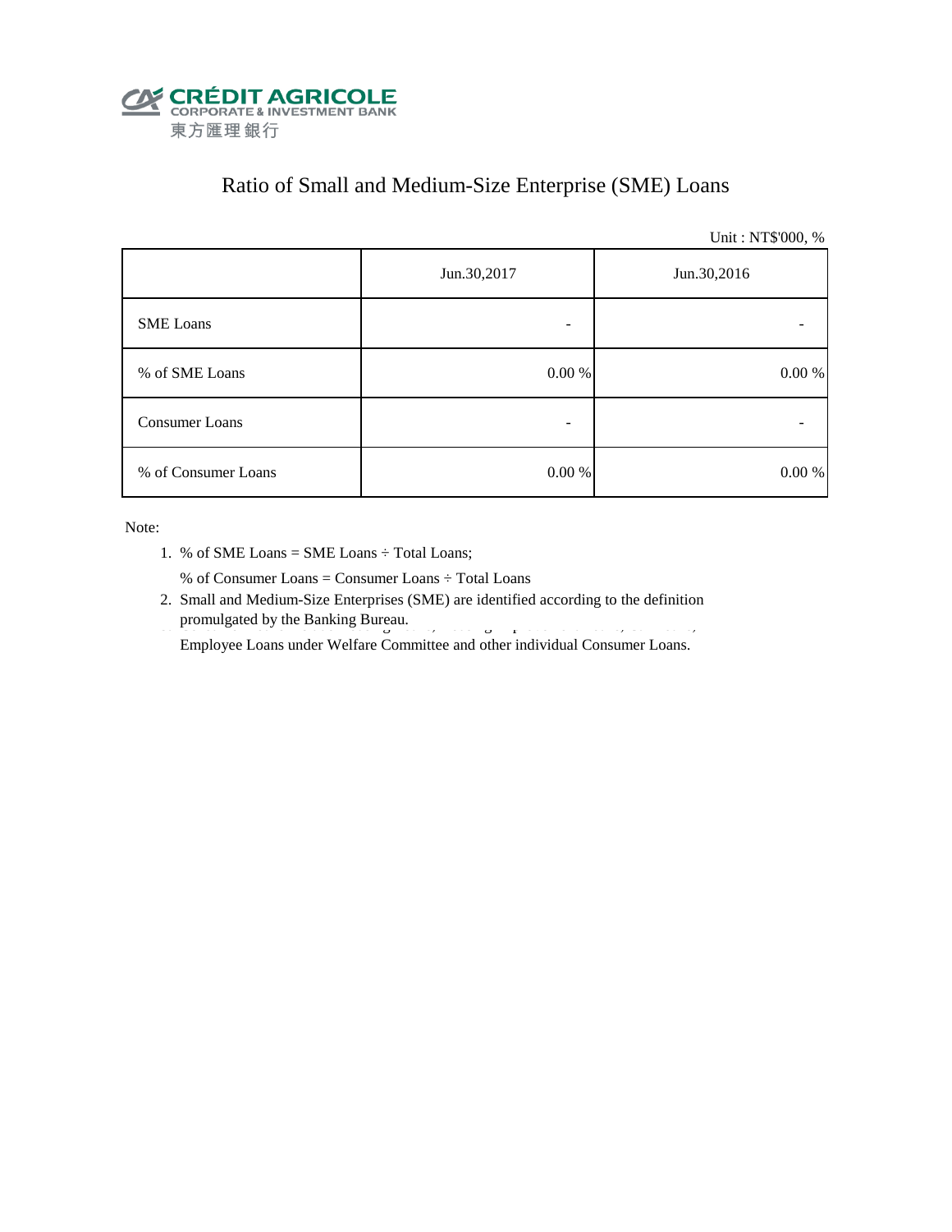CRÉDIT AGRICOLE
CORPORATE & INVESTMENT BANK
東方匯理銀行

# Ratio of Small and Medium-Size Enterprise (SME) Loans

Unit : NT$'000, %

| | Jun.30,2017 | Jun.30,2016 |
|---|---|---|
| SME Loans | - | - |
| % of SME Loans | 0.00 % | 0.00 % |
| Consumer Loans | - | - |
| % of Consumer Loans | 0.00 % | 0.00 % |

Note:

1. % of SME Loans = SME Loans ÷ Total Loans;

   % of Consumer Loans = Consumer Loans ÷ Total Loans
2. Small and Medium-Size Enterprises (SME) are identified according to the definition promulgated by the Banking Bureau.

   Employee Loans under Welfare Committee and other individual Consumer Loans.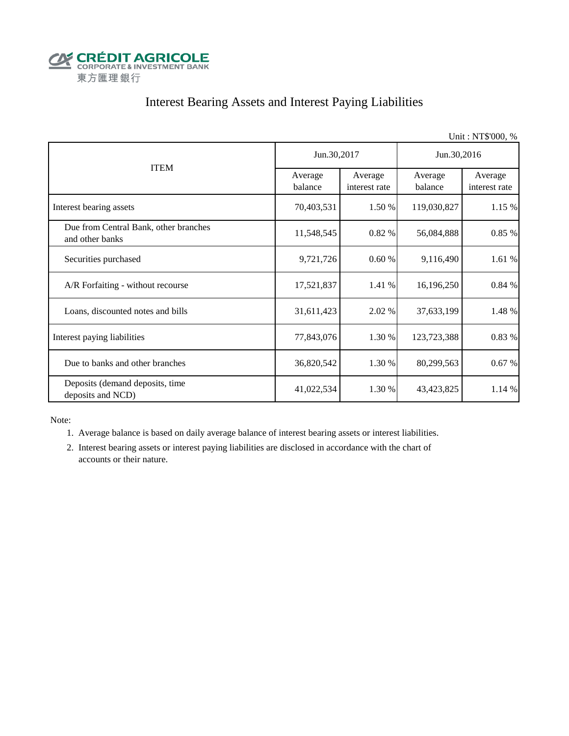CRÉDIT AGRICOLE
CORPORATE & INVESTMENT BANK
東方匯理銀行

# Interest Bearing Assets and Interest Paying Liabilities

Unit : NT$'000, %

| ITEM | Jun.30,2017 | | Jun.30,2016 | |
|---|---|---|---|---|
| | Average balance | Average interest rate | Average balance | Average interest rate |
| Interest bearing assets | 70,403,531 | 1.50 % | 119,030,827 | 1.15 % |
| Due from Central Bank, other branches and other banks | 11,548,545 | 0.82 % | 56,084,888 | 0.85 % |
| Securities purchased | 9,721,726 | 0.60 % | 9,116,490 | 1.61 % |
| A/R Forfaiting - without recourse | 17,521,837 | 1.41 % | 16,196,250 | 0.84 % |
| Loans, discounted notes and bills | 31,611,423 | 2.02 % | 37,633,199 | 1.48 % |
| Interest paying liabilities | 77,843,076 | 1.30 % | 123,723,388 | 0.83 % |
| Due to banks and other branches | 36,820,542 | 1.30 % | 80,299,563 | 0.67 % |
| Deposits (demand deposits, time deposits and NCD) | 41,022,534 | 1.30 % | 43,423,825 | 1.14 % |

Note:

1. Average balance is based on daily average balance of interest bearing assets or interest liabilities.
2. Interest bearing assets or interest paying liabilities are disclosed in accordance with the chart of accounts or their nature.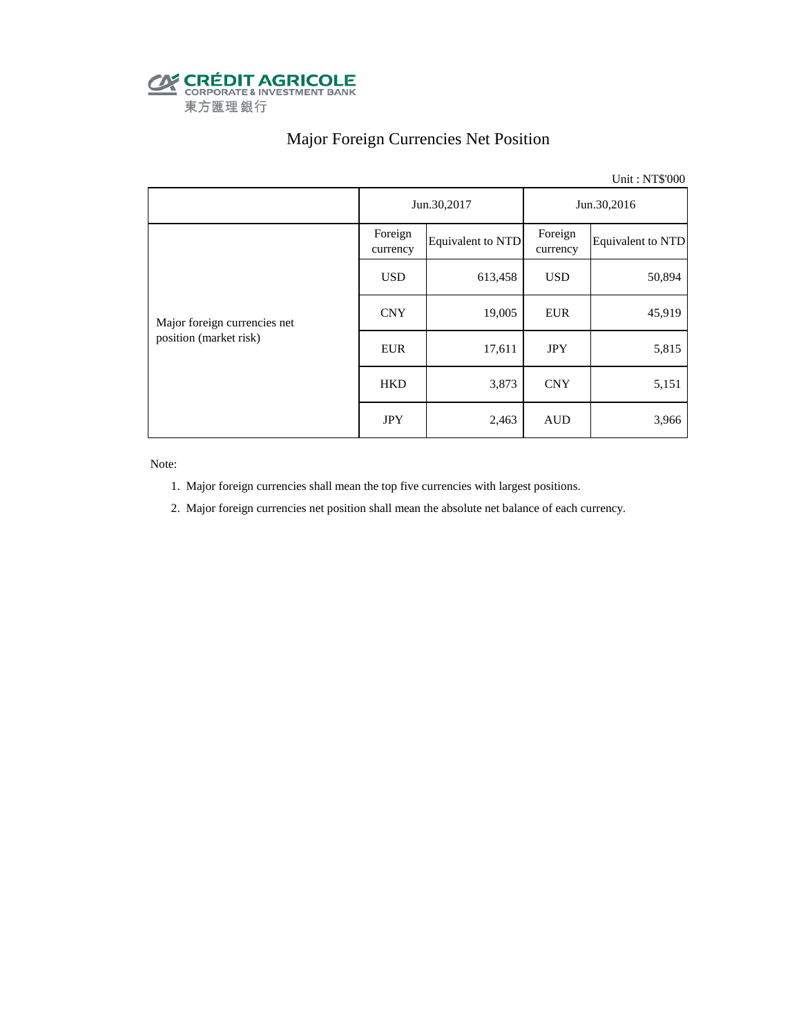CRÉDIT AGRICOLE
CORPORATE & INVESTMENT BANK
東方匯理銀行

# Major Foreign Currencies Net Position

Unit : NT$'000

| | Jun.30,2017 | | Jun.30,2016 | |
|---|---|---|---|---|
| | Foreign currency | Equivalent to NTD | Foreign currency | Equivalent to NTD |
| Major foreign currencies net position (market risk) | USD | 613,458 | USD | 50,894 |
| | CNY | 19,005 | EUR | 45,919 |
| | EUR | 17,611 | JPY | 5,815 |
| | HKD | 3,873 | CNY | 5,151 |
| | JPY | 2,463 | AUD | 3,966 |

Note:

1. Major foreign currencies shall mean the top five currencies with largest positions.
2. Major foreign currencies net position shall mean the absolute net balance of each currency.